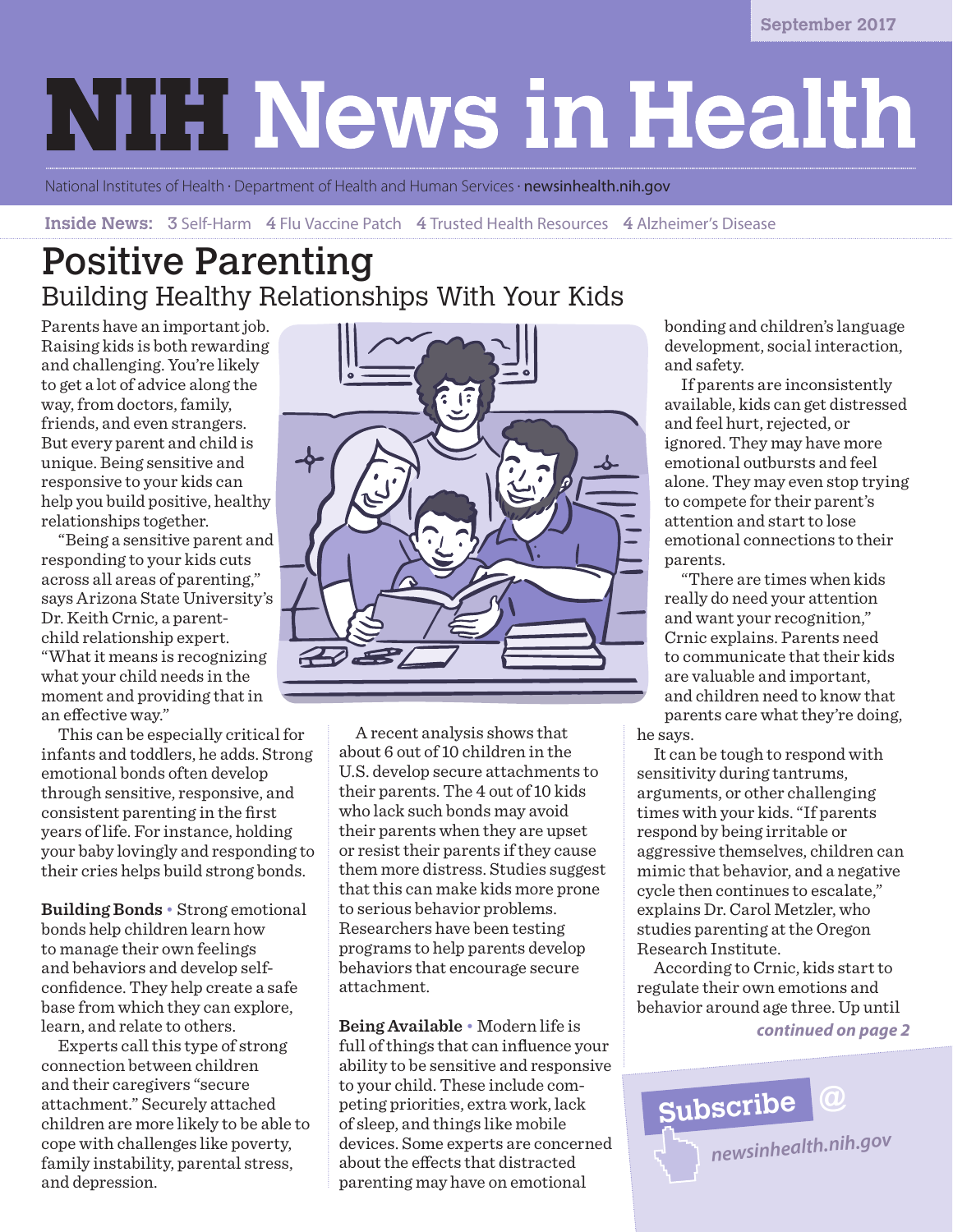September 2017

# NIH News in Health

National Institutes of Health · Department of Health and Human Services · newsinhealth.nih.gov

**Inside News:** 3 Self-Harm 4 Flu Vaccine Patch 4 Trusted Health Resources 4 Alzheimer's Disease

## Positive Parenting

### Building Healthy Relationships With Your Kids

Parents have an important job. Raising kids is both rewarding and challenging. You're likely to get a lot of advice along the way, from doctors, family, friends, and even strangers. But every parent and child is unique. Being sensitive and responsive to your kids can help you build positive, healthy relationships together.

"Being a sensitive parent and responding to your kids cuts across all areas of parenting," says Arizona State University's Dr. Keith Crnic, a parent-child relationship expert. "What it means is recognizing what your child needs in the moment and providing that in an effective way."

This can be especially critical for infants and toddlers, he adds. Strong emotional bonds often develop through sensitive, responsive, and consistent parenting in the first years of life. For instance, holding your baby lovingly and responding to their cries helps build strong bonds.

**Building Bonds** • Strong emotional bonds help children learn how to manage their own feelings and behaviors and develop self-confidence. They help create a safe base from which they can explore, learn, and relate to others.

Experts call this type of strong connection between children and their caregivers "secure attachment." Securely attached children are more likely to be able to cope with challenges like poverty, family instability, parental stress, and depression.

A recent analysis shows that about 6 out of 10 children in the U.S. develop secure attachments to their parents. The 4 out of 10 kids who lack such bonds may avoid their parents when they are upset or resist their parents if they cause them more distress. Studies suggest that this can make kids more prone to serious behavior problems. Researchers have been testing programs to help parents develop behaviors that encourage secure attachment.

**Being Available** • Modern life is full of things that can influence your ability to be sensitive and responsive to your child. These include competing priorities, extra work, lack of sleep, and things like mobile devices. Some experts are concerned about the effects that distracted parenting may have on emotional bonding and children's language development, social interaction, and safety.

If parents are inconsistently available, kids can get distressed and feel hurt, rejected, or ignored. They may have more emotional outbursts and feel alone. They may even stop trying to compete for their parent's attention and start to lose emotional connections to their parents.

"There are times when kids really do need your attention and want your recognition," Crnic explains. Parents need to communicate that their kids are valuable and important, and children need to know that parents care what they're doing, he says.

It can be tough to respond with sensitivity during tantrums, arguments, or other challenging times with your kids. "If parents respond by being irritable or aggressive themselves, children can mimic that behavior, and a negative cycle then continues to escalate," explains Dr. Carol Metzler, who studies parenting at the Oregon Research Institute.

According to Crnic, kids start to regulate their own emotions and behavior around age three. Up until

*continued on page 2*

Subscribe @ newsinhealth.nih.gov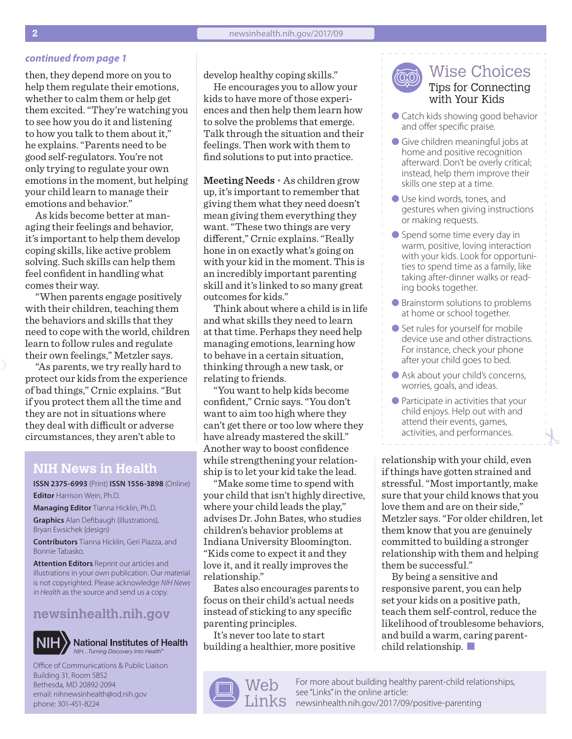*continued from page 1*

then, they depend more on you to help them regulate their emotions, whether to calm them or help get them excited. "They're watching you to see how you do it and listening to how you talk to them about it," he explains. "Parents need to be good self-regulators. You're not only trying to regulate your own emotions in the moment, but helping your child learn to manage their emotions and behavior."

As kids become better at managing their feelings and behavior, it's important to help them develop coping skills, like active problem solving. Such skills can help them feel confident in handling what comes their way.

"When parents engage positively with their children, teaching them the behaviors and skills that they need to cope with the world, children learn to follow rules and regulate their own feelings," Metzler says.

"As parents, we try really hard to protect our kids from the experience of bad things," Crnic explains. "But if you protect them all the time and they are not in situations where they deal with difficult or adverse circumstances, they aren't able to develop healthy coping skills."

He encourages you to allow your kids to have more of those experiences and then help them learn how to solve the problems that emerge. Talk through the situation and their feelings. Then work with them to find solutions to put into practice.

**Meeting Needs** • As children grow up, it's important to remember that giving them what they need doesn't mean giving them everything they want. "These two things are very different," Crnic explains. "Really hone in on exactly what's going on with your kid in the moment. This is an incredibly important parenting skill and it's linked to so many great outcomes for kids."

Think about where a child is in life and what skills they need to learn at that time. Perhaps they need help managing emotions, learning how to behave in a certain situation, thinking through a new task, or relating to friends.

"You want to help kids become confident," Crnic says. "You don't want to aim too high where they can't get there or too low where they have already mastered the skill." Another way to boost confidence while strengthening your relationship is to let your kid take the lead.

"Make some time to spend with your child that isn't highly directive, where your child leads the play," advises Dr. John Bates, who studies children's behavior problems at Indiana University Bloomington. "Kids come to expect it and they love it, and it really improves the relationship."

Bates also encourages parents to focus on their child's actual needs instead of sticking to any specific parenting principles.

It's never too late to start building a healthier, more positive relationship with your child, even if things have gotten strained and stressful. "Most importantly, make sure that your child knows that you love them and are on their side," Metzler says. "For older children, let them know that you are genuinely committed to building a stronger relationship with them and helping them be successful."

By being a sensitive and responsive parent, you can help set your kids on a positive path, teach them self-control, reduce the likelihood of troublesome behaviors, and build a warm, caring parent-child relationship. ■

## Wise Choices
### Tips for Connecting with Your Kids

- Catch kids showing good behavior and offer specific praise.
- Give children meaningful jobs at home and positive recognition afterward. Don't be overly critical; instead, help them improve their skills one step at a time.
- Use kind words, tones, and gestures when giving instructions or making requests.
- Spend some time every day in warm, positive, loving interaction with your kids. Look for opportunities to spend time as a family, like taking after-dinner walks or reading books together.
- Brainstorm solutions to problems at home or school together.
- Set rules for yourself for mobile device use and other distractions. For instance, check your phone after your child goes to bed.
- Ask about your child's concerns, worries, goals, and ideas.
- Participate in activities that your child enjoys. Help out with and attend their events, games, activities, and performances.

## Web Links

For more about building healthy parent-child relationships, see "Links" in the online article: newsinhealth.nih.gov/2017/09/positive-parenting

## NIH News in Health

**ISSN 2375-6993** (Print) **ISSN 1556-3898** (Online)

**Editor** Harrison Wein, Ph.D.

**Managing Editor** Tianna Hicklin, Ph.D.

**Graphics** Alan Defibaugh (illustrations), Bryan Ewsichek (design)

**Contributors** Tianna Hicklin, Geri Piazza, and Bonnie Tabasko.

**Attention Editors** Reprint our articles and illustrations in your own publication. Our material is not copyrighted. Please acknowledge *NIH News in Health* as the source and send us a copy.

**newsinhealth.nih.gov**

National Institutes of Health
*NIH...Turning Discovery Into Health®*

Office of Communications & Public Liaison
Building 31, Room 5B52
Bethesda, MD 20892-2094
email: nihnewsinhealth@od.nih.gov
phone: 301-451-8224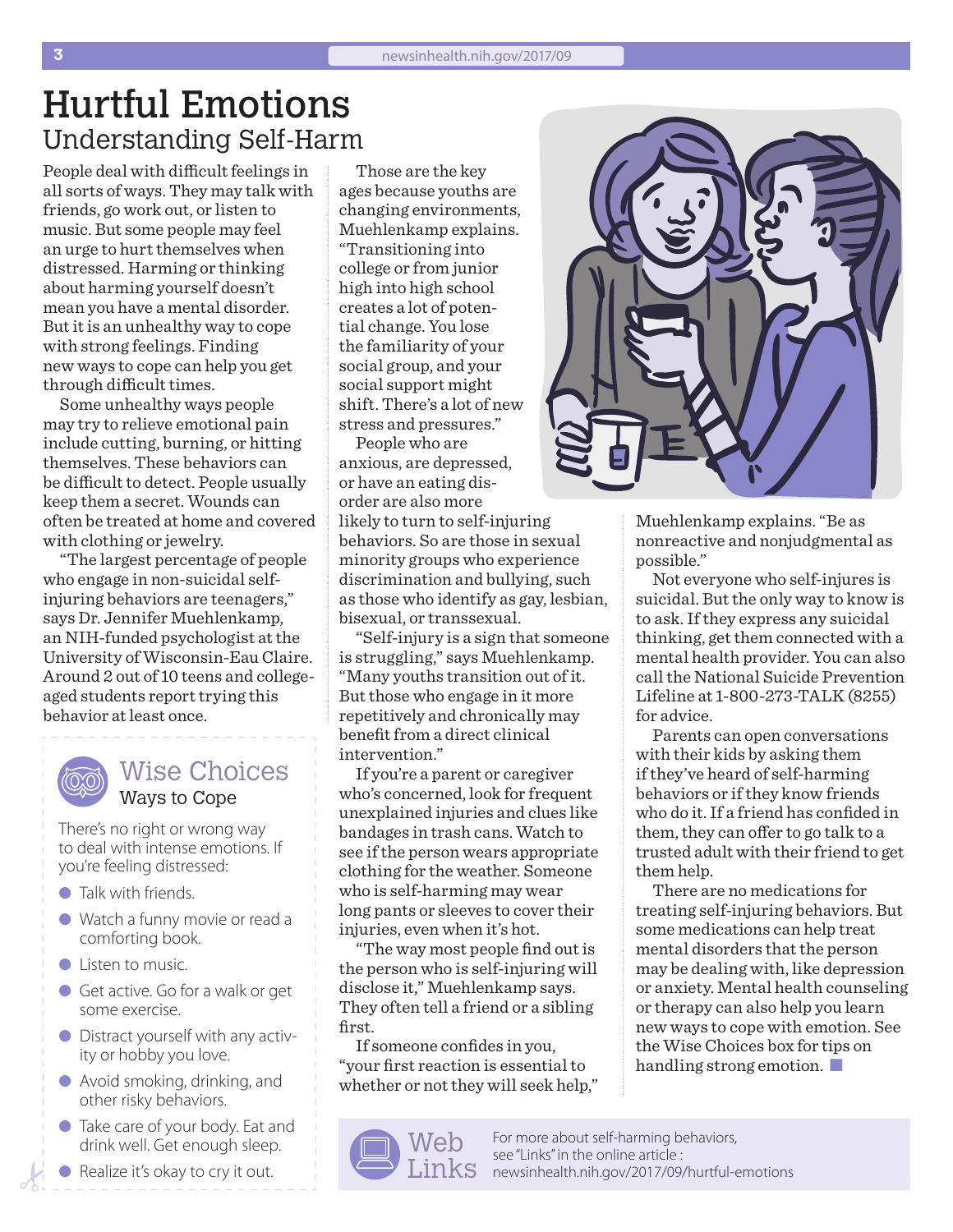# Hurtful Emotions

## Understanding Self-Harm

People deal with difficult feelings in all sorts of ways. They may talk with friends, go work out, or listen to music. But some people may feel an urge to hurt themselves when distressed. Harming or thinking about harming yourself doesn't mean you have a mental disorder. But it is an unhealthy way to cope with strong feelings. Finding new ways to cope can help you get through difficult times.

Some unhealthy ways people may try to relieve emotional pain include cutting, burning, or hitting themselves. These behaviors can be difficult to detect. People usually keep them a secret. Wounds can often be treated at home and covered with clothing or jewelry.

"The largest percentage of people who engage in non-suicidal self-injuring behaviors are teenagers," says Dr. Jennifer Muehlenkamp, an NIH-funded psychologist at the University of Wisconsin-Eau Claire. Around 2 out of 10 teens and college-aged students report trying this behavior at least once.

Those are the key ages because youths are changing environments, Muehlenkamp explains. "Transitioning into college or from junior high into high school creates a lot of potential change. You lose the familiarity of your social group, and your social support might shift. There's a lot of new stress and pressures."

People who are anxious, are depressed, or have an eating disorder are also more likely to turn to self-injuring behaviors. So are those in sexual minority groups who experience discrimination and bullying, such as those who identify as gay, lesbian, bisexual, or transsexual.

"Self-injury is a sign that someone is struggling," says Muehlenkamp. "Many youths transition out of it. But those who engage in it more repetitively and chronically may benefit from a direct clinical intervention."

If you're a parent or caregiver who's concerned, look for frequent unexplained injuries and clues like bandages in trash cans. Watch to see if the person wears appropriate clothing for the weather. Someone who is self-harming may wear long pants or sleeves to cover their injuries, even when it's hot.

"The way most people find out is the person who is self-injuring will disclose it," Muehlenkamp says. They often tell a friend or a sibling first.

If someone confides in you, "your first reaction is essential to whether or not they will seek help," Muehlenkamp explains. "Be as nonreactive and nonjudgmental as possible."

Not everyone who self-injures is suicidal. But the only way to know is to ask. If they express any suicidal thinking, get them connected with a mental health provider. You can also call the National Suicide Prevention Lifeline at 1-800-273-TALK (8255) for advice.

Parents can open conversations with their kids by asking them if they've heard of self-harming behaviors or if they know friends who do it. If a friend has confided in them, they can offer to go talk to a trusted adult with their friend to get them help.

There are no medications for treating self-injuring behaviors. But some medications can help treat mental disorders that the person may be dealing with, like depression or anxiety. Mental health counseling or therapy can also help you learn new ways to cope with emotion. See the Wise Choices box for tips on handling strong emotion. ■

---

### Wise Choices
**Ways to Cope**

There's no right or wrong way to deal with intense emotions. If you're feeling distressed:

- Talk with friends.
- Watch a funny movie or read a comforting book.
- Listen to music.
- Get active. Go for a walk or get some exercise.
- Distract yourself with any activity or hobby you love.
- Avoid smoking, drinking, and other risky behaviors.
- Take care of your body. Eat and drink well. Get enough sleep.
- Realize it's okay to cry it out.

---

### Web Links

For more about self-harming behaviors, see "Links" in the online article: newsinhealth.nih.gov/2017/09/hurtful-emotions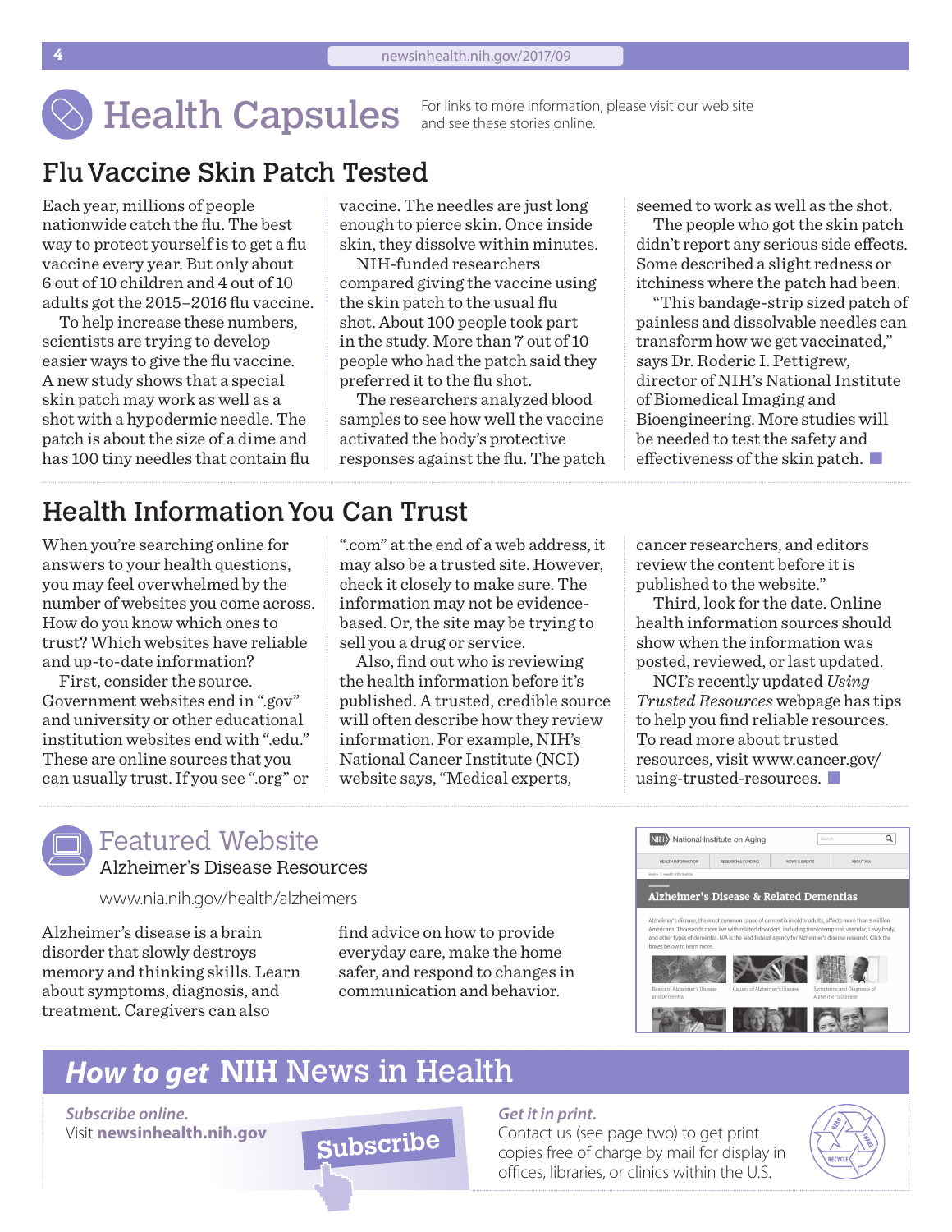# Health Capsules

For links to more information, please visit our web site and see these stories online.

## Flu Vaccine Skin Patch Tested

Each year, millions of people nationwide catch the flu. The best way to protect yourself is to get a flu vaccine every year. But only about 6 out of 10 children and 4 out of 10 adults got the 2015–2016 flu vaccine.

To help increase these numbers, scientists are trying to develop easier ways to give the flu vaccine. A new study shows that a special skin patch may work as well as a shot with a hypodermic needle. The patch is about the size of a dime and has 100 tiny needles that contain flu vaccine. The needles are just long enough to pierce skin. Once inside skin, they dissolve within minutes.

NIH-funded researchers compared giving the vaccine using the skin patch to the usual flu shot. About 100 people took part in the study. More than 7 out of 10 people who had the patch said they preferred it to the flu shot.

The researchers analyzed blood samples to see how well the vaccine activated the body's protective responses against the flu. The patch seemed to work as well as the shot.

The people who got the skin patch didn't report any serious side effects. Some described a slight redness or itchiness where the patch had been.

"This bandage-strip sized patch of painless and dissolvable needles can transform how we get vaccinated," says Dr. Roderic I. Pettigrew, director of NIH's National Institute of Biomedical Imaging and Bioengineering. More studies will be needed to test the safety and effectiveness of the skin patch. ■

## Health Information You Can Trust

When you're searching online for answers to your health questions, you may feel overwhelmed by the number of websites you come across. How do you know which ones to trust? Which websites have reliable and up-to-date information?

First, consider the source. Government websites end in ".gov" and university or other educational institution websites end with ".edu." These are online sources that you can usually trust. If you see ".org" or ".com" at the end of a web address, it may also be a trusted site. However, check it closely to make sure. The information may not be evidence-based. Or, the site may be trying to sell you a drug or service.

Also, find out who is reviewing the health information before it's published. A trusted, credible source will often describe how they review information. For example, NIH's National Cancer Institute (NCI) website says, "Medical experts, cancer researchers, and editors review the content before it is published to the website."

Third, look for the date. Online health information sources should show when the information was posted, reviewed, or last updated.

NCI's recently updated *Using Trusted Resources* webpage has tips to help you find reliable resources. To read more about trusted resources, visit www.cancer.gov/using-trusted-resources. ■

## Featured Website

### Alzheimer's Disease Resources

www.nia.nih.gov/health/alzheimers

Alzheimer's disease is a brain disorder that slowly destroys memory and thinking skills. Learn about symptoms, diagnosis, and treatment. Caregivers can also find advice on how to provide everyday care, make the home safer, and respond to changes in communication and behavior.

## *How to get* NIH News in Health

***Subscribe online.***
Visit **newsinhealth.nih.gov**

Subscribe

***Get it in print.***
Contact us (see page two) to get print copies free of charge by mail for display in offices, libraries, or clinics within the U.S.